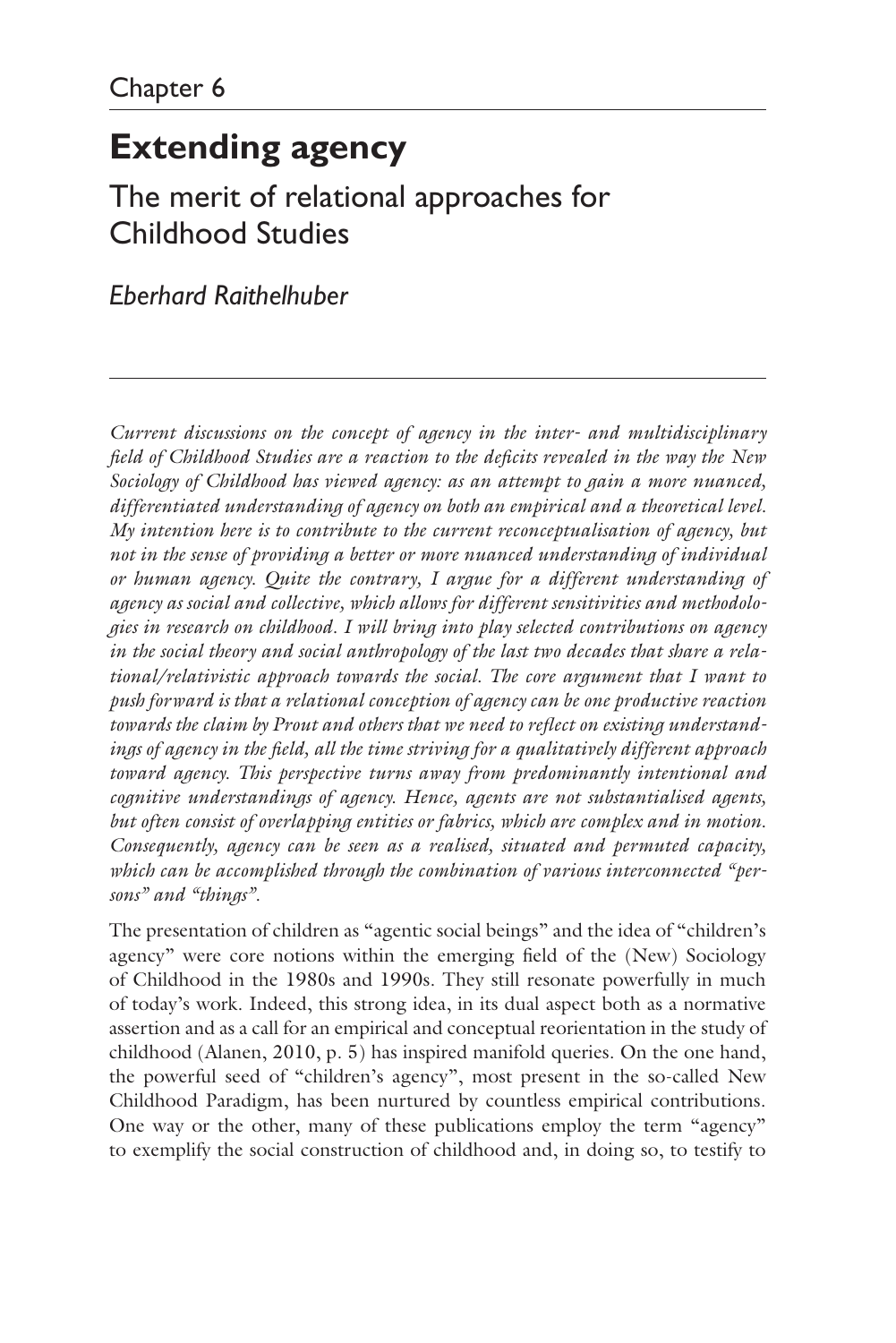Chapter 6

# Extending agency

## The merit of relational approaches for Childhood Studies

*Eberhard Raithelhuber*

*Current discussions on the concept of agency in the inter- and multidisciplinary field of Childhood Studies are a reaction to the deficits revealed in the way the New Sociology of Childhood has viewed agency: as an attempt to gain a more nuanced, differentiated understanding of agency on both an empirical and a theoretical level. My intention here is to contribute to the current reconceptualisation of agency, but not in the sense of providing a better or more nuanced understanding of individual or human agency. Quite the contrary, I argue for a different understanding of agency as social and collective, which allows for different sensitivities and methodologies in research on childhood. I will bring into play selected contributions on agency in the social theory and social anthropology of the last two decades that share a relational/relativistic approach towards the social. The core argument that I want to push forward is that a relational conception of agency can be one productive reaction towards the claim by Prout and others that we need to reflect on existing understandings of agency in the field, all the time striving for a qualitatively different approach toward agency. This perspective turns away from predominantly intentional and cognitive understandings of agency. Hence, agents are not substantialised agents, but often consist of overlapping entities or fabrics, which are complex and in motion. Consequently, agency can be seen as a realised, situated and permuted capacity, which can be accomplished through the combination of various interconnected "persons" and "things".*

The presentation of children as "agentic social beings" and the idea of "children's agency" were core notions within the emerging field of the (New) Sociology of Childhood in the 1980s and 1990s. They still resonate powerfully in much of today's work. Indeed, this strong idea, in its dual aspect both as a normative assertion and as a call for an empirical and conceptual reorientation in the study of childhood (Alanen, 2010, p. 5) has inspired manifold queries. On the one hand, the powerful seed of "children's agency", most present in the so-called New Childhood Paradigm, has been nurtured by countless empirical contributions. One way or the other, many of these publications employ the term "agency" to exemplify the social construction of childhood and, in doing so, to testify to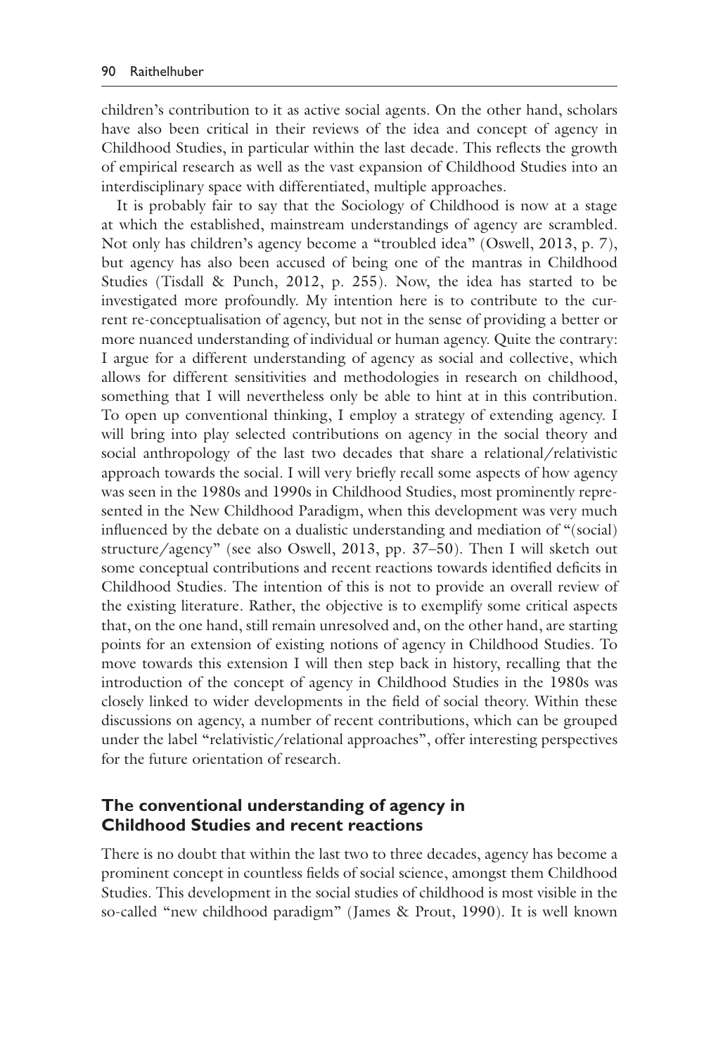children's contribution to it as active social agents. On the other hand, scholars have also been critical in their reviews of the idea and concept of agency in Childhood Studies, in particular within the last decade. This reflects the growth of empirical research as well as the vast expansion of Childhood Studies into an interdisciplinary space with differentiated, multiple approaches.

It is probably fair to say that the Sociology of Childhood is now at a stage at which the established, mainstream understandings of agency are scrambled. Not only has children's agency become a "troubled idea" (Oswell, 2013, p. 7), but agency has also been accused of being one of the mantras in Childhood Studies (Tisdall & Punch, 2012, p. 255). Now, the idea has started to be investigated more profoundly. My intention here is to contribute to the current re-conceptualisation of agency, but not in the sense of providing a better or more nuanced understanding of individual or human agency. Quite the contrary: I argue for a different understanding of agency as social and collective, which allows for different sensitivities and methodologies in research on childhood, something that I will nevertheless only be able to hint at in this contribution. To open up conventional thinking, I employ a strategy of extending agency. I will bring into play selected contributions on agency in the social theory and social anthropology of the last two decades that share a relational/relativistic approach towards the social. I will very briefly recall some aspects of how agency was seen in the 1980s and 1990s in Childhood Studies, most prominently represented in the New Childhood Paradigm, when this development was very much influenced by the debate on a dualistic understanding and mediation of "(social) structure/agency" (see also Oswell, 2013, pp. 37–50). Then I will sketch out some conceptual contributions and recent reactions towards identified deficits in Childhood Studies. The intention of this is not to provide an overall review of the existing literature. Rather, the objective is to exemplify some critical aspects that, on the one hand, still remain unresolved and, on the other hand, are starting points for an extension of existing notions of agency in Childhood Studies. To move towards this extension I will then step back in history, recalling that the introduction of the concept of agency in Childhood Studies in the 1980s was closely linked to wider developments in the field of social theory. Within these discussions on agency, a number of recent contributions, which can be grouped under the label "relativistic/relational approaches", offer interesting perspectives for the future orientation of research.

## The conventional understanding of agency in Childhood Studies and recent reactions

There is no doubt that within the last two to three decades, agency has become a prominent concept in countless fields of social science, amongst them Childhood Studies. This development in the social studies of childhood is most visible in the so-called "new childhood paradigm" (James & Prout, 1990). It is well known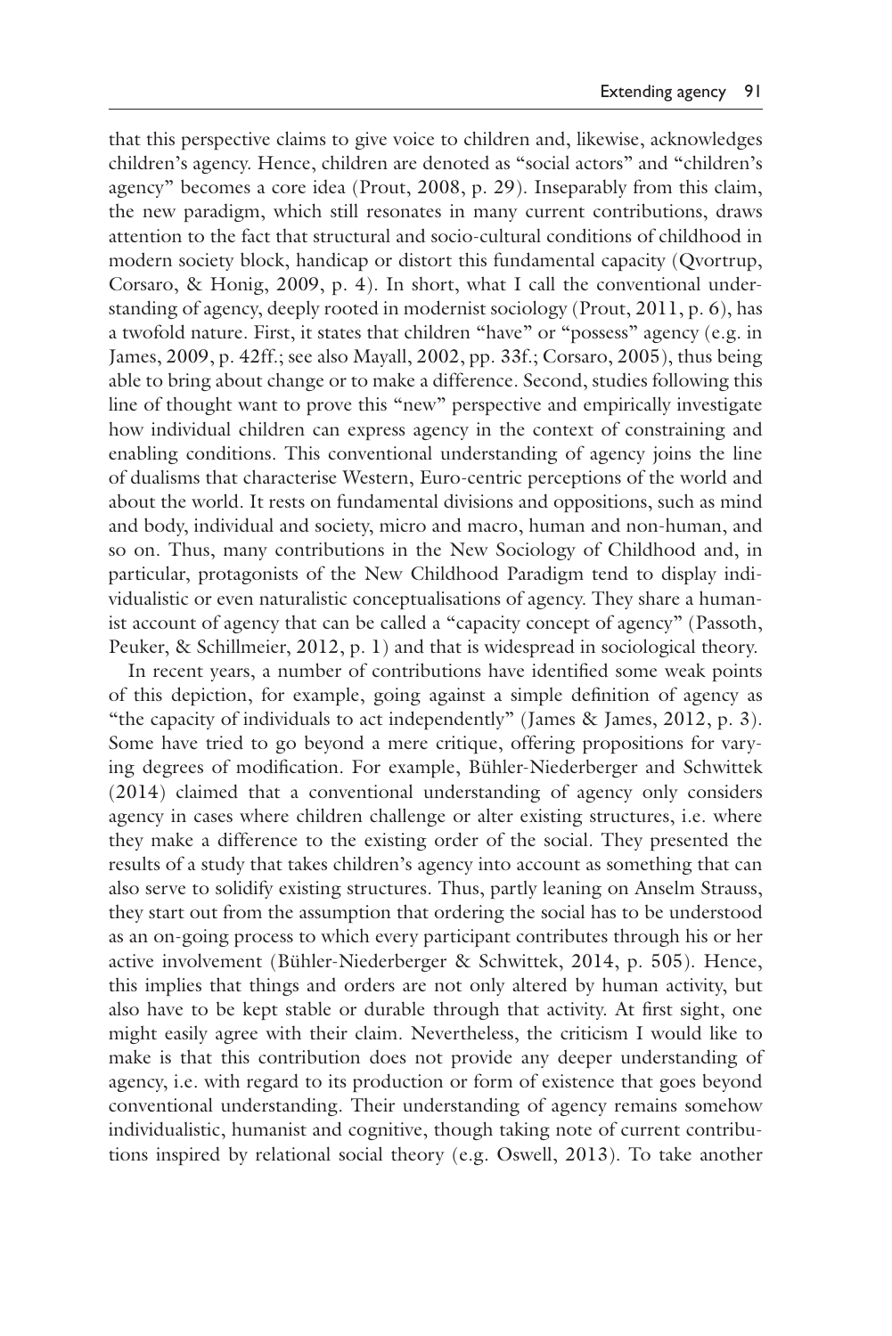that this perspective claims to give voice to children and, likewise, acknowledges children's agency. Hence, children are denoted as "social actors" and "children's agency" becomes a core idea (Prout, 2008, p. 29). Inseparably from this claim, the new paradigm, which still resonates in many current contributions, draws attention to the fact that structural and socio-cultural conditions of childhood in modern society block, handicap or distort this fundamental capacity (Qvortrup, Corsaro, & Honig, 2009, p. 4). In short, what I call the conventional understanding of agency, deeply rooted in modernist sociology (Prout, 2011, p. 6), has a twofold nature. First, it states that children "have" or "possess" agency (e.g. in James, 2009, p. 42ff.; see also Mayall, 2002, pp. 33f.; Corsaro, 2005), thus being able to bring about change or to make a difference. Second, studies following this line of thought want to prove this "new" perspective and empirically investigate how individual children can express agency in the context of constraining and enabling conditions. This conventional understanding of agency joins the line of dualisms that characterise Western, Euro-centric perceptions of the world and about the world. It rests on fundamental divisions and oppositions, such as mind and body, individual and society, micro and macro, human and non-human, and so on. Thus, many contributions in the New Sociology of Childhood and, in particular, protagonists of the New Childhood Paradigm tend to display individualistic or even naturalistic conceptualisations of agency. They share a humanist account of agency that can be called a "capacity concept of agency" (Passoth, Peuker, & Schillmeier, 2012, p. 1) and that is widespread in sociological theory.

In recent years, a number of contributions have identified some weak points of this depiction, for example, going against a simple definition of agency as "the capacity of individuals to act independently" (James & James, 2012, p. 3). Some have tried to go beyond a mere critique, offering propositions for varying degrees of modification. For example, Bühler-Niederberger and Schwittek (2014) claimed that a conventional understanding of agency only considers agency in cases where children challenge or alter existing structures, i.e. where they make a difference to the existing order of the social. They presented the results of a study that takes children's agency into account as something that can also serve to solidify existing structures. Thus, partly leaning on Anselm Strauss, they start out from the assumption that ordering the social has to be understood as an on-going process to which every participant contributes through his or her active involvement (Bühler-Niederberger & Schwittek, 2014, p. 505). Hence, this implies that things and orders are not only altered by human activity, but also have to be kept stable or durable through that activity. At first sight, one might easily agree with their claim. Nevertheless, the criticism I would like to make is that this contribution does not provide any deeper understanding of agency, i.e. with regard to its production or form of existence that goes beyond conventional understanding. Their understanding of agency remains somehow individualistic, humanist and cognitive, though taking note of current contributions inspired by relational social theory (e.g. Oswell, 2013). To take another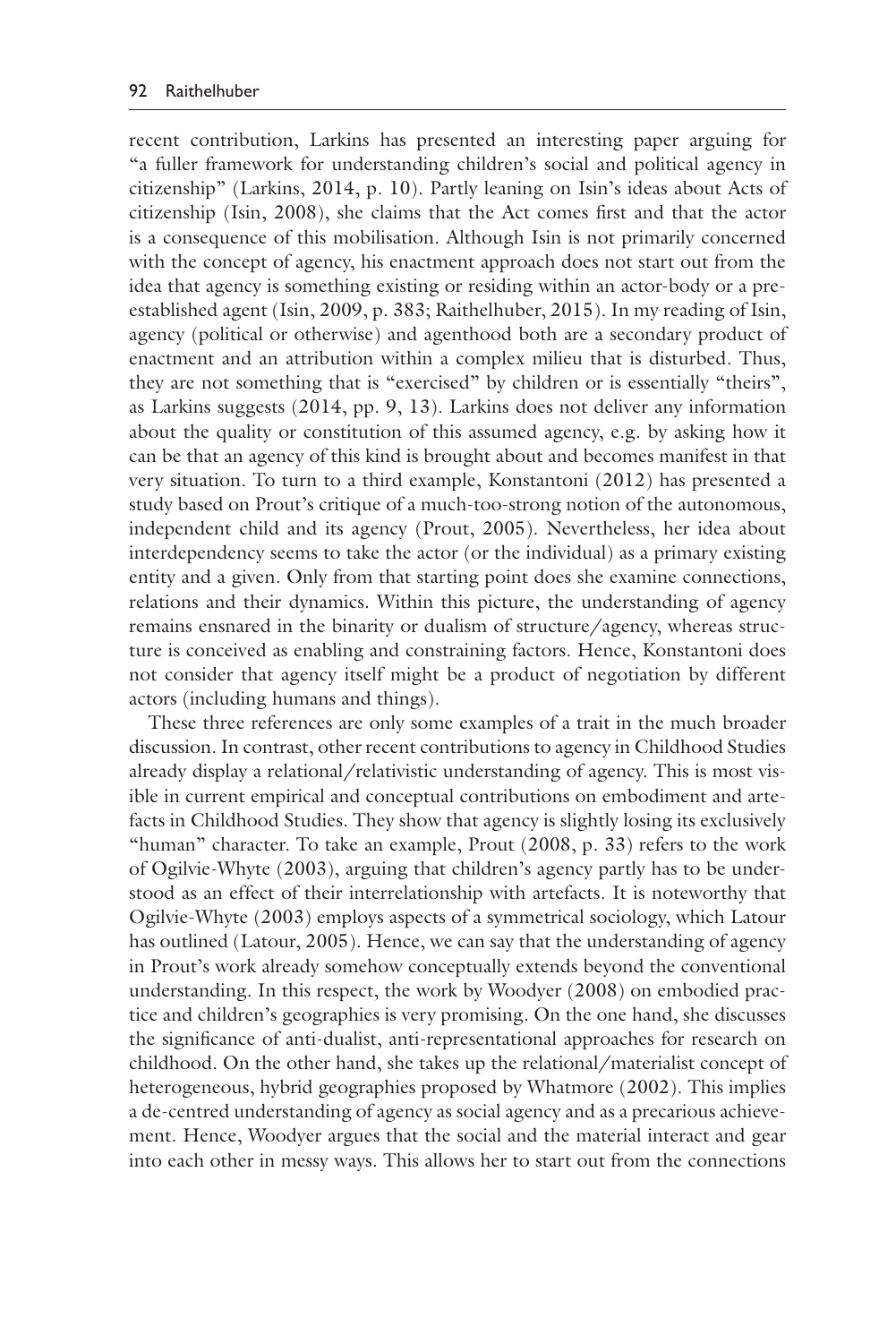recent contribution, Larkins has presented an interesting paper arguing for "a fuller framework for understanding children's social and political agency in citizenship" (Larkins, 2014, p. 10). Partly leaning on Isin's ideas about Acts of citizenship (Isin, 2008), she claims that the Act comes first and that the actor is a consequence of this mobilisation. Although Isin is not primarily concerned with the concept of agency, his enactment approach does not start out from the idea that agency is something existing or residing within an actor-body or a pre-established agent (Isin, 2009, p. 383; Raithelhuber, 2015). In my reading of Isin, agency (political or otherwise) and agenthood both are a secondary product of enactment and an attribution within a complex milieu that is disturbed. Thus, they are not something that is "exercised" by children or is essentially "theirs", as Larkins suggests (2014, pp. 9, 13). Larkins does not deliver any information about the quality or constitution of this assumed agency, e.g. by asking how it can be that an agency of this kind is brought about and becomes manifest in that very situation. To turn to a third example, Konstantoni (2012) has presented a study based on Prout's critique of a much-too-strong notion of the autonomous, independent child and its agency (Prout, 2005). Nevertheless, her idea about interdependency seems to take the actor (or the individual) as a primary existing entity and a given. Only from that starting point does she examine connections, relations and their dynamics. Within this picture, the understanding of agency remains ensnared in the binarity or dualism of structure/agency, whereas structure is conceived as enabling and constraining factors. Hence, Konstantoni does not consider that agency itself might be a product of negotiation by different actors (including humans and things).

These three references are only some examples of a trait in the much broader discussion. In contrast, other recent contributions to agency in Childhood Studies already display a relational/relativistic understanding of agency. This is most visible in current empirical and conceptual contributions on embodiment and artefacts in Childhood Studies. They show that agency is slightly losing its exclusively "human" character. To take an example, Prout (2008, p. 33) refers to the work of Ogilvie-Whyte (2003), arguing that children's agency partly has to be understood as an effect of their interrelationship with artefacts. It is noteworthy that Ogilvie-Whyte (2003) employs aspects of a symmetrical sociology, which Latour has outlined (Latour, 2005). Hence, we can say that the understanding of agency in Prout's work already somehow conceptually extends beyond the conventional understanding. In this respect, the work by Woodyer (2008) on embodied practice and children's geographies is very promising. On the one hand, she discusses the significance of anti-dualist, anti-representational approaches for research on childhood. On the other hand, she takes up the relational/materialist concept of heterogeneous, hybrid geographies proposed by Whatmore (2002). This implies a de-centred understanding of agency as social agency and as a precarious achievement. Hence, Woodyer argues that the social and the material interact and gear into each other in messy ways. This allows her to start out from the connections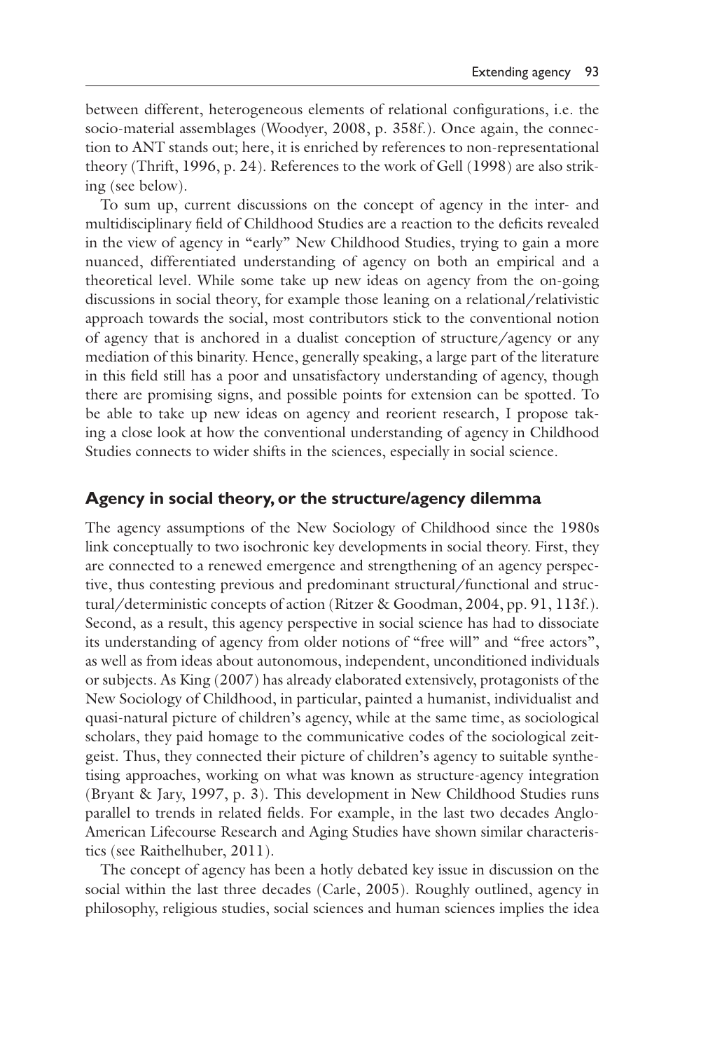between different, heterogeneous elements of relational configurations, i.e. the socio-material assemblages (Woodyer, 2008, p. 358f.). Once again, the connection to ANT stands out; here, it is enriched by references to non-representational theory (Thrift, 1996, p. 24). References to the work of Gell (1998) are also striking (see below).

To sum up, current discussions on the concept of agency in the inter- and multidisciplinary field of Childhood Studies are a reaction to the deficits revealed in the view of agency in "early" New Childhood Studies, trying to gain a more nuanced, differentiated understanding of agency on both an empirical and a theoretical level. While some take up new ideas on agency from the on-going discussions in social theory, for example those leaning on a relational/relativistic approach towards the social, most contributors stick to the conventional notion of agency that is anchored in a dualist conception of structure/agency or any mediation of this binarity. Hence, generally speaking, a large part of the literature in this field still has a poor and unsatisfactory understanding of agency, though there are promising signs, and possible points for extension can be spotted. To be able to take up new ideas on agency and reorient research, I propose taking a close look at how the conventional understanding of agency in Childhood Studies connects to wider shifts in the sciences, especially in social science.

## Agency in social theory, or the structure/agency dilemma

The agency assumptions of the New Sociology of Childhood since the 1980s link conceptually to two isochronic key developments in social theory. First, they are connected to a renewed emergence and strengthening of an agency perspective, thus contesting previous and predominant structural/functional and structural/deterministic concepts of action (Ritzer & Goodman, 2004, pp. 91, 113f.). Second, as a result, this agency perspective in social science has had to dissociate its understanding of agency from older notions of "free will" and "free actors", as well as from ideas about autonomous, independent, unconditioned individuals or subjects. As King (2007) has already elaborated extensively, protagonists of the New Sociology of Childhood, in particular, painted a humanist, individualist and quasi-natural picture of children's agency, while at the same time, as sociological scholars, they paid homage to the communicative codes of the sociological zeitgeist. Thus, they connected their picture of children's agency to suitable synthetising approaches, working on what was known as structure-agency integration (Bryant & Jary, 1997, p. 3). This development in New Childhood Studies runs parallel to trends in related fields. For example, in the last two decades Anglo-American Lifecourse Research and Aging Studies have shown similar characteristics (see Raithelhuber, 2011).

The concept of agency has been a hotly debated key issue in discussion on the social within the last three decades (Carle, 2005). Roughly outlined, agency in philosophy, religious studies, social sciences and human sciences implies the idea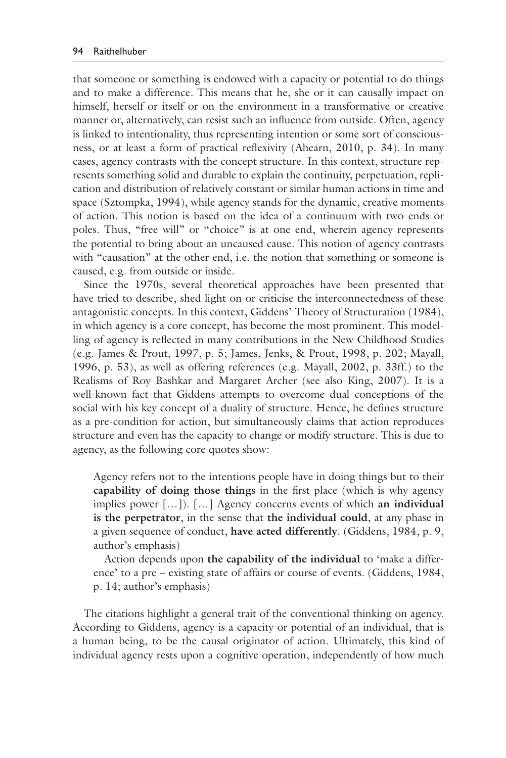that someone or something is endowed with a capacity or potential to do things and to make a difference. This means that he, she or it can causally impact on himself, herself or itself or on the environment in a transformative or creative manner or, alternatively, can resist such an influence from outside. Often, agency is linked to intentionality, thus representing intention or some sort of consciousness, or at least a form of practical reflexivity (Ahearn, 2010, p. 34). In many cases, agency contrasts with the concept structure. In this context, structure represents something solid and durable to explain the continuity, perpetuation, replication and distribution of relatively constant or similar human actions in time and space (Sztompka, 1994), while agency stands for the dynamic, creative moments of action. This notion is based on the idea of a continuum with two ends or poles. Thus, "free will" or "choice" is at one end, wherein agency represents the potential to bring about an uncaused cause. This notion of agency contrasts with "causation" at the other end, i.e. the notion that something or someone is caused, e.g. from outside or inside.

Since the 1970s, several theoretical approaches have been presented that have tried to describe, shed light on or criticise the interconnectedness of these antagonistic concepts. In this context, Giddens' Theory of Structuration (1984), in which agency is a core concept, has become the most prominent. This modelling of agency is reflected in many contributions in the New Childhood Studies (e.g. James & Prout, 1997, p. 5; James, Jenks, & Prout, 1998, p. 202; Mayall, 1996, p. 53), as well as offering references (e.g. Mayall, 2002, p. 33ff.) to the Realisms of Roy Bashkar and Margaret Archer (see also King, 2007). It is a well-known fact that Giddens attempts to overcome dual conceptions of the social with his key concept of a duality of structure. Hence, he defines structure as a pre-condition for action, but simultaneously claims that action reproduces structure and even has the capacity to change or modify structure. This is due to agency, as the following core quotes show:

> Agency refers not to the intentions people have in doing things but to their **capability of doing those things** in the first place (which is why agency implies power […]). […] Agency concerns events of which **an individual is the perpetrator**, in the sense that **the individual could**, at any phase in a given sequence of conduct, **have acted differently**. (Giddens, 1984, p. 9, author's emphasis)
>
> Action depends upon **the capability of the individual** to 'make a difference' to a pre – existing state of affairs or course of events. (Giddens, 1984, p. 14; author's emphasis)

The citations highlight a general trait of the conventional thinking on agency. According to Giddens, agency is a capacity or potential of an individual, that is a human being, to be the causal originator of action. Ultimately, this kind of individual agency rests upon a cognitive operation, independently of how much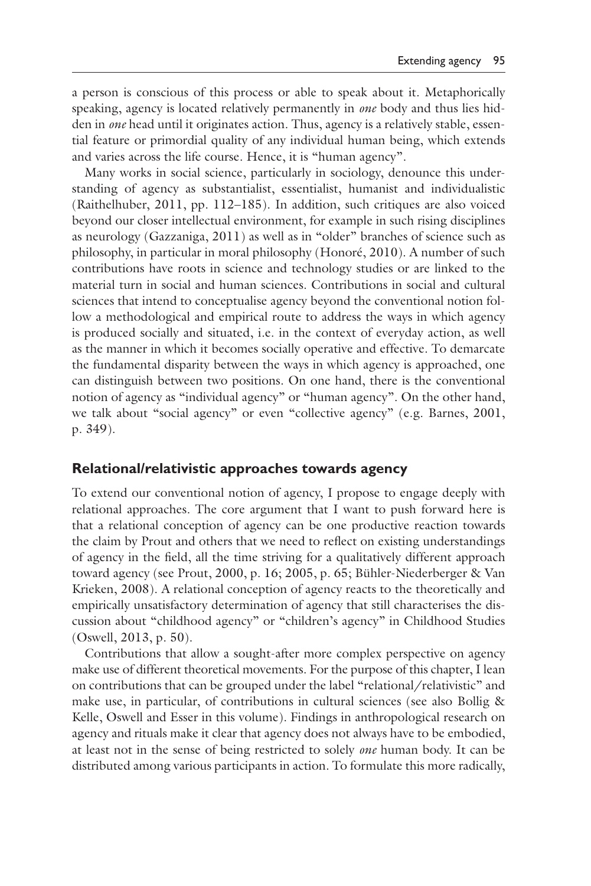a person is conscious of this process or able to speak about it. Metaphorically speaking, agency is located relatively permanently in *one* body and thus lies hidden in *one* head until it originates action. Thus, agency is a relatively stable, essential feature or primordial quality of any individual human being, which extends and varies across the life course. Hence, it is "human agency".

Many works in social science, particularly in sociology, denounce this understanding of agency as substantialist, essentialist, humanist and individualistic (Raithelhuber, 2011, pp. 112–185). In addition, such critiques are also voiced beyond our closer intellectual environment, for example in such rising disciplines as neurology (Gazzaniga, 2011) as well as in "older" branches of science such as philosophy, in particular in moral philosophy (Honoré, 2010). A number of such contributions have roots in science and technology studies or are linked to the material turn in social and human sciences. Contributions in social and cultural sciences that intend to conceptualise agency beyond the conventional notion follow a methodological and empirical route to address the ways in which agency is produced socially and situated, i.e. in the context of everyday action, as well as the manner in which it becomes socially operative and effective. To demarcate the fundamental disparity between the ways in which agency is approached, one can distinguish between two positions. On one hand, there is the conventional notion of agency as "individual agency" or "human agency". On the other hand, we talk about "social agency" or even "collective agency" (e.g. Barnes, 2001, p. 349).

## Relational/relativistic approaches towards agency

To extend our conventional notion of agency, I propose to engage deeply with relational approaches. The core argument that I want to push forward here is that a relational conception of agency can be one productive reaction towards the claim by Prout and others that we need to reflect on existing understandings of agency in the field, all the time striving for a qualitatively different approach toward agency (see Prout, 2000, p. 16; 2005, p. 65; Bühler-Niederberger & Van Krieken, 2008). A relational conception of agency reacts to the theoretically and empirically unsatisfactory determination of agency that still characterises the discussion about "childhood agency" or "children's agency" in Childhood Studies (Oswell, 2013, p. 50).

Contributions that allow a sought-after more complex perspective on agency make use of different theoretical movements. For the purpose of this chapter, I lean on contributions that can be grouped under the label "relational/relativistic" and make use, in particular, of contributions in cultural sciences (see also Bollig & Kelle, Oswell and Esser in this volume). Findings in anthropological research on agency and rituals make it clear that agency does not always have to be embodied, at least not in the sense of being restricted to solely *one* human body. It can be distributed among various participants in action. To formulate this more radically,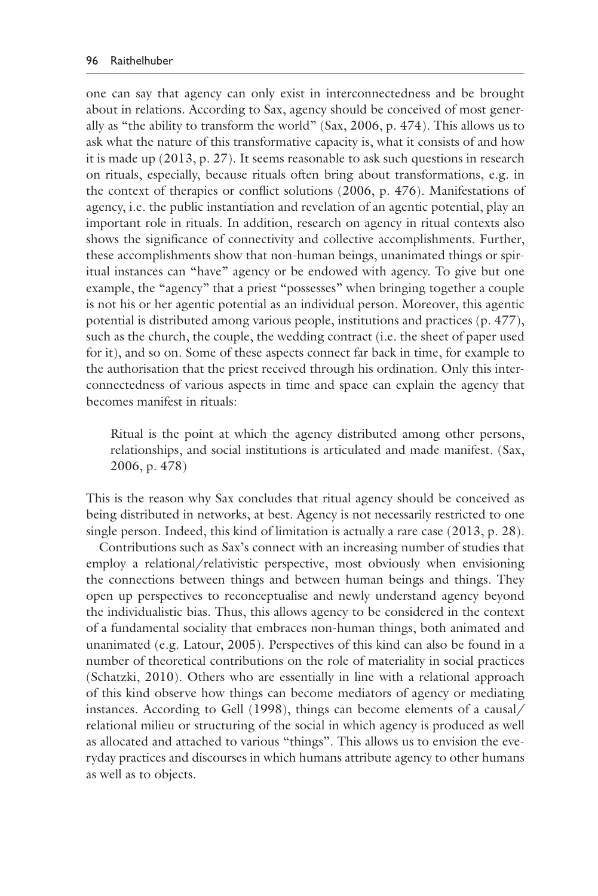one can say that agency can only exist in interconnectedness and be brought about in relations. According to Sax, agency should be conceived of most generally as "the ability to transform the world" (Sax, 2006, p. 474). This allows us to ask what the nature of this transformative capacity is, what it consists of and how it is made up (2013, p. 27). It seems reasonable to ask such questions in research on rituals, especially, because rituals often bring about transformations, e.g. in the context of therapies or conflict solutions (2006, p. 476). Manifestations of agency, i.e. the public instantiation and revelation of an agentic potential, play an important role in rituals. In addition, research on agency in ritual contexts also shows the significance of connectivity and collective accomplishments. Further, these accomplishments show that non-human beings, unanimated things or spiritual instances can "have" agency or be endowed with agency. To give but one example, the "agency" that a priest "possesses" when bringing together a couple is not his or her agentic potential as an individual person. Moreover, this agentic potential is distributed among various people, institutions and practices (p. 477), such as the church, the couple, the wedding contract (i.e. the sheet of paper used for it), and so on. Some of these aspects connect far back in time, for example to the authorisation that the priest received through his ordination. Only this interconnectedness of various aspects in time and space can explain the agency that becomes manifest in rituals:

> Ritual is the point at which the agency distributed among other persons, relationships, and social institutions is articulated and made manifest. (Sax, 2006, p. 478)

This is the reason why Sax concludes that ritual agency should be conceived as being distributed in networks, at best. Agency is not necessarily restricted to one single person. Indeed, this kind of limitation is actually a rare case (2013, p. 28).

Contributions such as Sax's connect with an increasing number of studies that employ a relational/relativistic perspective, most obviously when envisioning the connections between things and between human beings and things. They open up perspectives to reconceptualise and newly understand agency beyond the individualistic bias. Thus, this allows agency to be considered in the context of a fundamental sociality that embraces non-human things, both animated and unanimated (e.g. Latour, 2005). Perspectives of this kind can also be found in a number of theoretical contributions on the role of materiality in social practices (Schatzki, 2010). Others who are essentially in line with a relational approach of this kind observe how things can become mediators of agency or mediating instances. According to Gell (1998), things can become elements of a causal/relational milieu or structuring of the social in which agency is produced as well as allocated and attached to various "things". This allows us to envision the everyday practices and discourses in which humans attribute agency to other humans as well as to objects.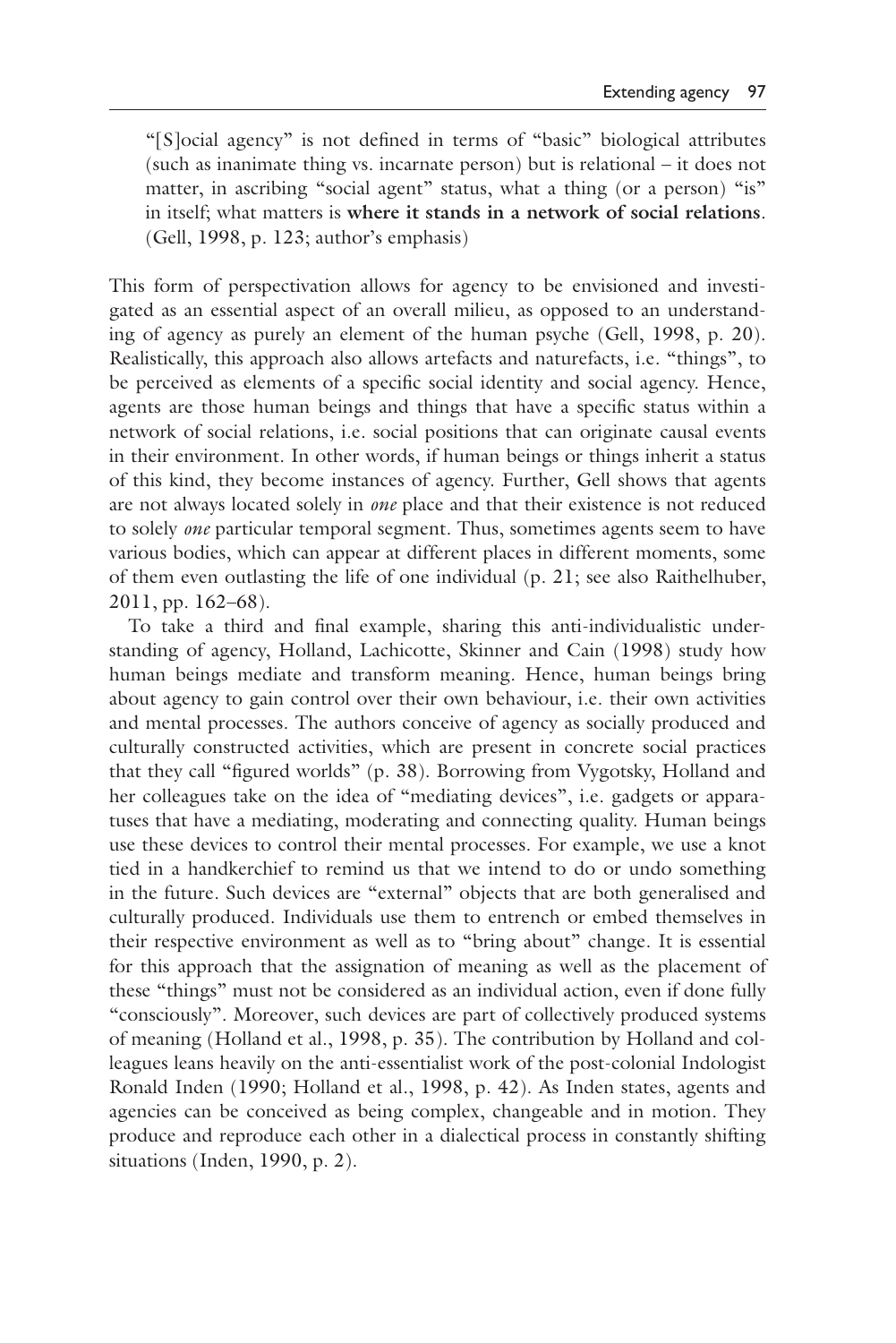> "[S]ocial agency" is not defined in terms of "basic" biological attributes (such as inanimate thing vs. incarnate person) but is relational – it does not matter, in ascribing "social agent" status, what a thing (or a person) "is" in itself; what matters is **where it stands in a network of social relations**. (Gell, 1998, p. 123; author's emphasis)

This form of perspectivation allows for agency to be envisioned and investigated as an essential aspect of an overall milieu, as opposed to an understanding of agency as purely an element of the human psyche (Gell, 1998, p. 20). Realistically, this approach also allows artefacts and naturefacts, i.e. "things", to be perceived as elements of a specific social identity and social agency. Hence, agents are those human beings and things that have a specific status within a network of social relations, i.e. social positions that can originate causal events in their environment. In other words, if human beings or things inherit a status of this kind, they become instances of agency. Further, Gell shows that agents are not always located solely in *one* place and that their existence is not reduced to solely *one* particular temporal segment. Thus, sometimes agents seem to have various bodies, which can appear at different places in different moments, some of them even outlasting the life of one individual (p. 21; see also Raithelhuber, 2011, pp. 162–68).

To take a third and final example, sharing this anti-individualistic understanding of agency, Holland, Lachicotte, Skinner and Cain (1998) study how human beings mediate and transform meaning. Hence, human beings bring about agency to gain control over their own behaviour, i.e. their own activities and mental processes. The authors conceive of agency as socially produced and culturally constructed activities, which are present in concrete social practices that they call "figured worlds" (p. 38). Borrowing from Vygotsky, Holland and her colleagues take on the idea of "mediating devices", i.e. gadgets or apparatuses that have a mediating, moderating and connecting quality. Human beings use these devices to control their mental processes. For example, we use a knot tied in a handkerchief to remind us that we intend to do or undo something in the future. Such devices are "external" objects that are both generalised and culturally produced. Individuals use them to entrench or embed themselves in their respective environment as well as to "bring about" change. It is essential for this approach that the assignation of meaning as well as the placement of these "things" must not be considered as an individual action, even if done fully "consciously". Moreover, such devices are part of collectively produced systems of meaning (Holland et al., 1998, p. 35). The contribution by Holland and colleagues leans heavily on the anti-essentialist work of the post-colonial Indologist Ronald Inden (1990; Holland et al., 1998, p. 42). As Inden states, agents and agencies can be conceived as being complex, changeable and in motion. They produce and reproduce each other in a dialectical process in constantly shifting situations (Inden, 1990, p. 2).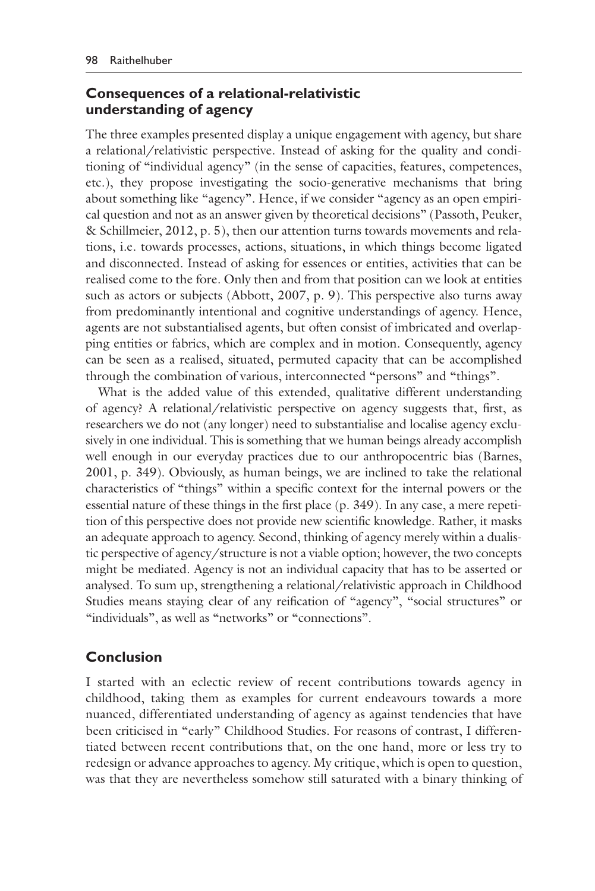## Consequences of a relational-relativistic understanding of agency

The three examples presented display a unique engagement with agency, but share a relational/relativistic perspective. Instead of asking for the quality and conditioning of "individual agency" (in the sense of capacities, features, competences, etc.), they propose investigating the socio-generative mechanisms that bring about something like "agency". Hence, if we consider "agency as an open empirical question and not as an answer given by theoretical decisions" (Passoth, Peuker, & Schillmeier, 2012, p. 5), then our attention turns towards movements and relations, i.e. towards processes, actions, situations, in which things become ligated and disconnected. Instead of asking for essences or entities, activities that can be realised come to the fore. Only then and from that position can we look at entities such as actors or subjects (Abbott, 2007, p. 9). This perspective also turns away from predominantly intentional and cognitive understandings of agency. Hence, agents are not substantialised agents, but often consist of imbricated and overlapping entities or fabrics, which are complex and in motion. Consequently, agency can be seen as a realised, situated, permuted capacity that can be accomplished through the combination of various, interconnected "persons" and "things".

What is the added value of this extended, qualitative different understanding of agency? A relational/relativistic perspective on agency suggests that, first, as researchers we do not (any longer) need to substantialise and localise agency exclusively in one individual. This is something that we human beings already accomplish well enough in our everyday practices due to our anthropocentric bias (Barnes, 2001, p. 349). Obviously, as human beings, we are inclined to take the relational characteristics of "things" within a specific context for the internal powers or the essential nature of these things in the first place (p. 349). In any case, a mere repetition of this perspective does not provide new scientific knowledge. Rather, it masks an adequate approach to agency. Second, thinking of agency merely within a dualistic perspective of agency/structure is not a viable option; however, the two concepts might be mediated. Agency is not an individual capacity that has to be asserted or analysed. To sum up, strengthening a relational/relativistic approach in Childhood Studies means staying clear of any reification of "agency", "social structures" or "individuals", as well as "networks" or "connections".

## Conclusion

I started with an eclectic review of recent contributions towards agency in childhood, taking them as examples for current endeavours towards a more nuanced, differentiated understanding of agency as against tendencies that have been criticised in "early" Childhood Studies. For reasons of contrast, I differentiated between recent contributions that, on the one hand, more or less try to redesign or advance approaches to agency. My critique, which is open to question, was that they are nevertheless somehow still saturated with a binary thinking of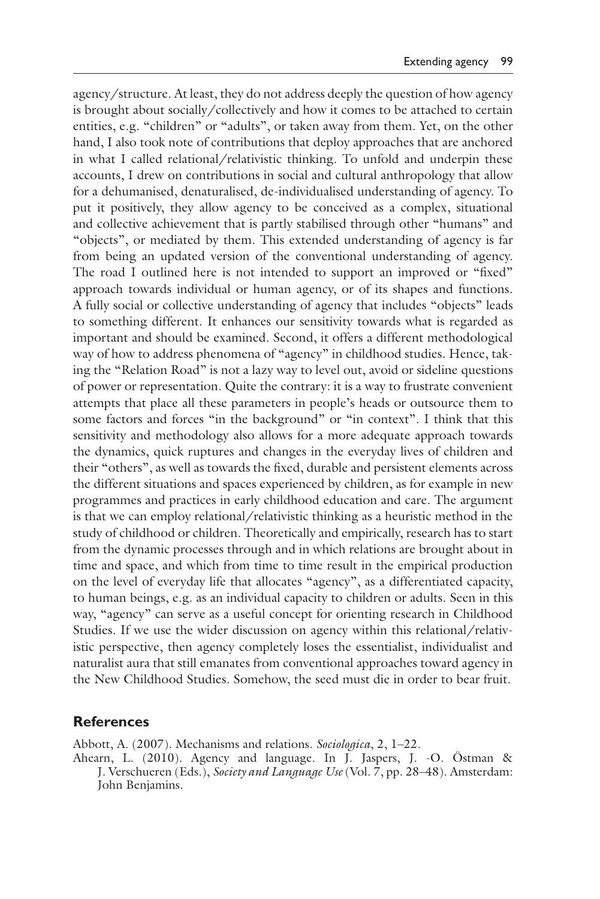agency/structure. At least, they do not address deeply the question of how agency is brought about socially/collectively and how it comes to be attached to certain entities, e.g. "children" or "adults", or taken away from them. Yet, on the other hand, I also took note of contributions that deploy approaches that are anchored in what I called relational/relativistic thinking. To unfold and underpin these accounts, I drew on contributions in social and cultural anthropology that allow for a dehumanised, denaturalised, de-individualised understanding of agency. To put it positively, they allow agency to be conceived as a complex, situational and collective achievement that is partly stabilised through other "humans" and "objects", or mediated by them. This extended understanding of agency is far from being an updated version of the conventional understanding of agency. The road I outlined here is not intended to support an improved or "fixed" approach towards individual or human agency, or of its shapes and functions. A fully social or collective understanding of agency that includes "objects" leads to something different. It enhances our sensitivity towards what is regarded as important and should be examined. Second, it offers a different methodological way of how to address phenomena of "agency" in childhood studies. Hence, taking the "Relation Road" is not a lazy way to level out, avoid or sideline questions of power or representation. Quite the contrary: it is a way to frustrate convenient attempts that place all these parameters in people's heads or outsource them to some factors and forces "in the background" or "in context". I think that this sensitivity and methodology also allows for a more adequate approach towards the dynamics, quick ruptures and changes in the everyday lives of children and their "others", as well as towards the fixed, durable and persistent elements across the different situations and spaces experienced by children, as for example in new programmes and practices in early childhood education and care. The argument is that we can employ relational/relativistic thinking as a heuristic method in the study of childhood or children. Theoretically and empirically, research has to start from the dynamic processes through and in which relations are brought about in time and space, and which from time to time result in the empirical production on the level of everyday life that allocates "agency", as a differentiated capacity, to human beings, e.g. as an individual capacity to children or adults. Seen in this way, "agency" can serve as a useful concept for orienting research in Childhood Studies. If we use the wider discussion on agency within this relational/relativistic perspective, then agency completely loses the essentialist, individualist and naturalist aura that still emanates from conventional approaches toward agency in the New Childhood Studies. Somehow, the seed must die in order to bear fruit.

## References

Abbott, A. (2007). Mechanisms and relations. *Sociologica*, 2, 1–22.

Ahearn, L. (2010). Agency and language. In J. Jaspers, J. -O. Östman & J. Verschueren (Eds.), *Society and Language Use* (Vol. 7, pp. 28–48). Amsterdam: John Benjamins.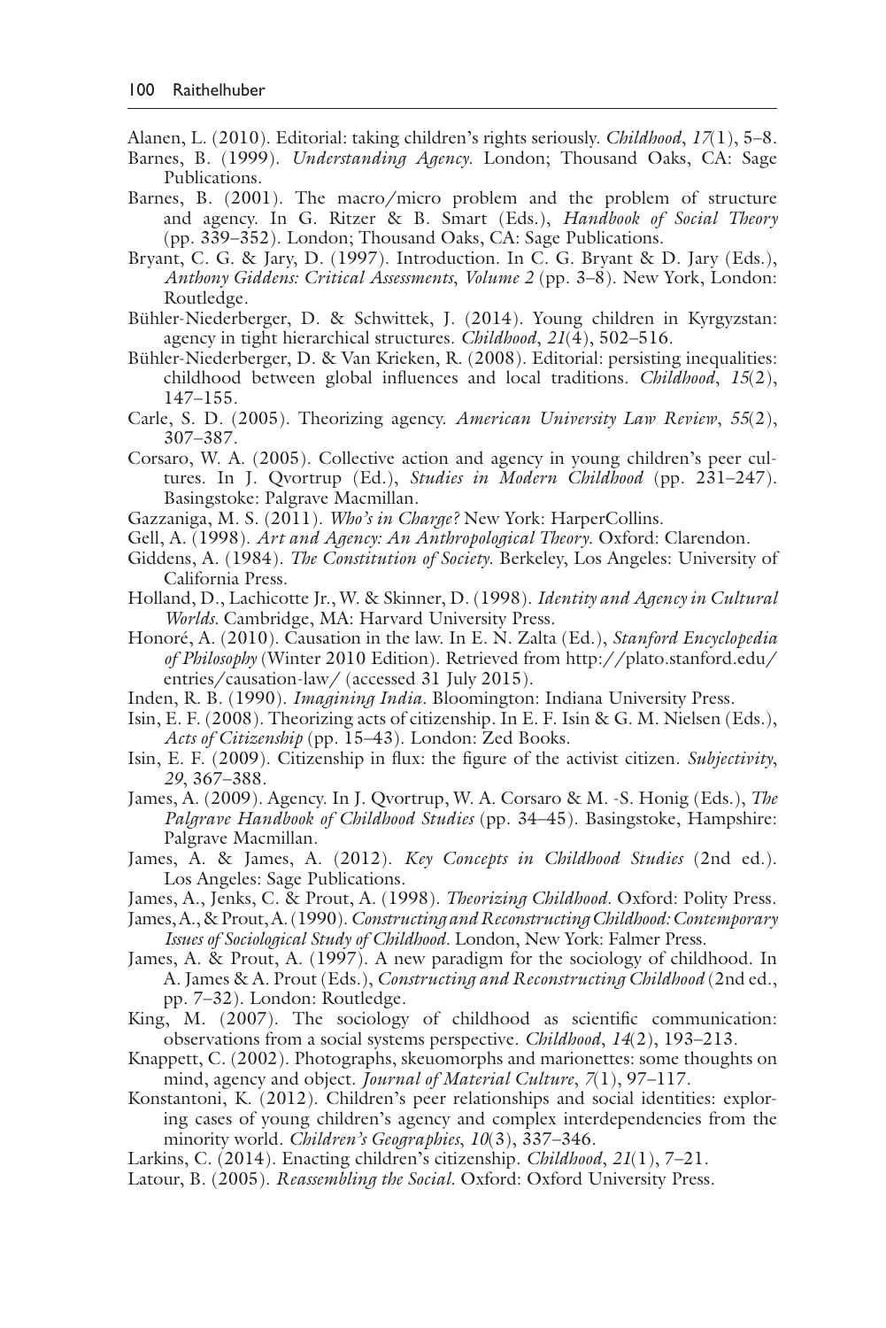Alanen, L. (2010). Editorial: taking children's rights seriously. *Childhood*, *17*(1), 5–8.

Barnes, B. (1999). *Understanding Agency*. London; Thousand Oaks, CA: Sage Publications.

Barnes, B. (2001). The macro/micro problem and the problem of structure and agency. In G. Ritzer & B. Smart (Eds.), *Handbook of Social Theory* (pp. 339–352). London; Thousand Oaks, CA: Sage Publications.

Bryant, C. G. & Jary, D. (1997). Introduction. In C. G. Bryant & D. Jary (Eds.), *Anthony Giddens: Critical Assessments*, *Volume 2* (pp. 3–8). New York, London: Routledge.

Bühler-Niederberger, D. & Schwittek, J. (2014). Young children in Kyrgyzstan: agency in tight hierarchical structures. *Childhood*, *21*(4), 502–516.

Bühler-Niederberger, D. & Van Krieken, R. (2008). Editorial: persisting inequalities: childhood between global influences and local traditions. *Childhood*, *15*(2), 147–155.

Carle, S. D. (2005). Theorizing agency. *American University Law Review*, *55*(2), 307–387.

Corsaro, W. A. (2005). Collective action and agency in young children's peer cultures. In J. Qvortrup (Ed.), *Studies in Modern Childhood* (pp. 231–247). Basingstoke: Palgrave Macmillan.

Gazzaniga, M. S. (2011). *Who's in Charge?* New York: HarperCollins.

Gell, A. (1998). *Art and Agency: An Anthropological Theory*. Oxford: Clarendon.

Giddens, A. (1984). *The Constitution of Society*. Berkeley, Los Angeles: University of California Press.

Holland, D., Lachicotte Jr., W. & Skinner, D. (1998). *Identity and Agency in Cultural Worlds*. Cambridge, MA: Harvard University Press.

Honoré, A. (2010). Causation in the law. In E. N. Zalta (Ed.), *Stanford Encyclopedia of Philosophy* (Winter 2010 Edition). Retrieved from http://plato.stanford.edu/entries/causation-law/ (accessed 31 July 2015).

Inden, R. B. (1990). *Imagining India*. Bloomington: Indiana University Press.

Isin, E. F. (2008). Theorizing acts of citizenship. In E. F. Isin & G. M. Nielsen (Eds.), *Acts of Citizenship* (pp. 15–43). London: Zed Books.

Isin, E. F. (2009). Citizenship in flux: the figure of the activist citizen. *Subjectivity*, *29*, 367–388.

James, A. (2009). Agency. In J. Qvortrup, W. A. Corsaro & M. -S. Honig (Eds.), *The Palgrave Handbook of Childhood Studies* (pp. 34–45). Basingstoke, Hampshire: Palgrave Macmillan.

James, A. & James, A. (2012). *Key Concepts in Childhood Studies* (2nd ed.). Los Angeles: Sage Publications.

James, A., Jenks, C. & Prout, A. (1998). *Theorizing Childhood*. Oxford: Polity Press.

James, A., & Prout, A. (1990). *Constructing and Reconstructing Childhood: Contemporary Issues of Sociological Study of Childhood*. London, New York: Falmer Press.

James, A. & Prout, A. (1997). A new paradigm for the sociology of childhood. In A. James & A. Prout (Eds.), *Constructing and Reconstructing Childhood* (2nd ed., pp. 7–32). London: Routledge.

King, M. (2007). The sociology of childhood as scientific communication: observations from a social systems perspective. *Childhood*, *14*(2), 193–213.

Knappett, C. (2002). Photographs, skeuomorphs and marionettes: some thoughts on mind, agency and object. *Journal of Material Culture*, *7*(1), 97–117.

Konstantoni, K. (2012). Children's peer relationships and social identities: exploring cases of young children's agency and complex interdependencies from the minority world. *Children's Geographies*, *10*(3), 337–346.

Larkins, C. (2014). Enacting children's citizenship. *Childhood*, *21*(1), 7–21.

Latour, B. (2005). *Reassembling the Social*. Oxford: Oxford University Press.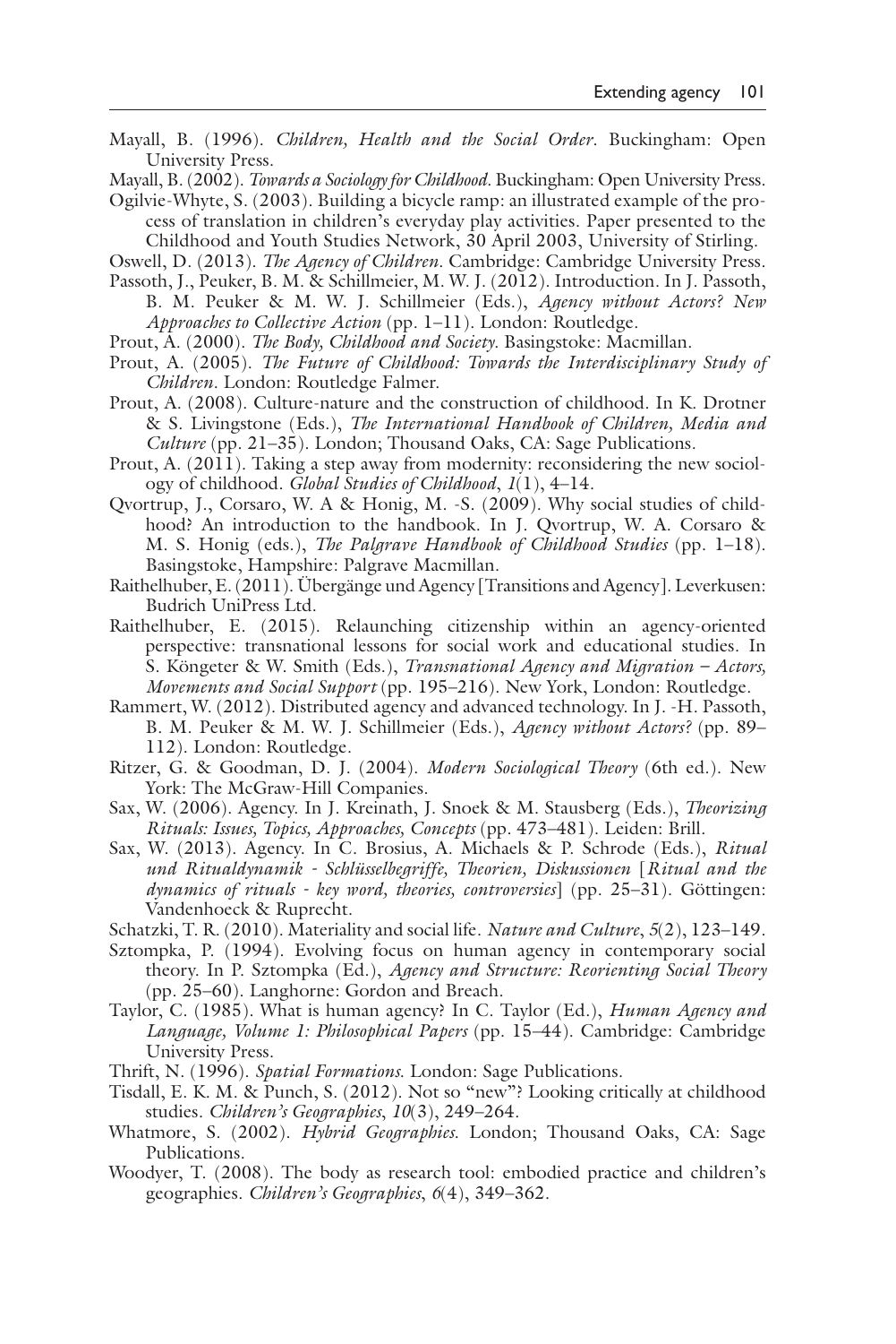Mayall, B. (1996). *Children, Health and the Social Order*. Buckingham: Open University Press.

Mayall, B. (2002). *Towards a Sociology for Childhood*. Buckingham: Open University Press.

Ogilvie-Whyte, S. (2003). Building a bicycle ramp: an illustrated example of the process of translation in children's everyday play activities. Paper presented to the Childhood and Youth Studies Network, 30 April 2003, University of Stirling.

Oswell, D. (2013). *The Agency of Children*. Cambridge: Cambridge University Press.

Passoth, J., Peuker, B. M. & Schillmeier, M. W. J. (2012). Introduction. In J. Passoth, B. M. Peuker & M. W. J. Schillmeier (Eds.), *Agency without Actors? New Approaches to Collective Action* (pp. 1–11). London: Routledge.

Prout, A. (2000). *The Body, Childhood and Society*. Basingstoke: Macmillan.

Prout, A. (2005). *The Future of Childhood: Towards the Interdisciplinary Study of Children*. London: Routledge Falmer.

Prout, A. (2008). Culture-nature and the construction of childhood. In K. Drotner & S. Livingstone (Eds.), *The International Handbook of Children, Media and Culture* (pp. 21–35). London; Thousand Oaks, CA: Sage Publications.

Prout, A. (2011). Taking a step away from modernity: reconsidering the new sociology of childhood. *Global Studies of Childhood*, *1*(1), 4–14.

Qvortrup, J., Corsaro, W. A & Honig, M. -S. (2009). Why social studies of childhood? An introduction to the handbook. In J. Qvortrup, W. A. Corsaro & M. S. Honig (eds.), *The Palgrave Handbook of Childhood Studies* (pp. 1–18). Basingstoke, Hampshire: Palgrave Macmillan.

Raithelhuber, E. (2011). Übergänge und Agency [Transitions and Agency]. Leverkusen: Budrich UniPress Ltd.

Raithelhuber, E. (2015). Relaunching citizenship within an agency-oriented perspective: transnational lessons for social work and educational studies. In S. Köngeter & W. Smith (Eds.), *Transnational Agency and Migration – Actors, Movements and Social Support* (pp. 195–216). New York, London: Routledge.

Rammert, W. (2012). Distributed agency and advanced technology. In J. -H. Passoth, B. M. Peuker & M. W. J. Schillmeier (Eds.), *Agency without Actors?* (pp. 89–112). London: Routledge.

Ritzer, G. & Goodman, D. J. (2004). *Modern Sociological Theory* (6th ed.). New York: The McGraw-Hill Companies.

Sax, W. (2006). Agency. In J. Kreinath, J. Snoek & M. Stausberg (Eds.), *Theorizing Rituals: Issues, Topics, Approaches, Concepts* (pp. 473–481). Leiden: Brill.

Sax, W. (2013). Agency. In C. Brosius, A. Michaels & P. Schrode (Eds.), *Ritual und Ritualdynamik - Schlüsselbegriffe, Theorien, Diskussionen* [*Ritual and the dynamics of rituals - key word, theories, controversies*] (pp. 25–31). Göttingen: Vandenhoeck & Ruprecht.

Schatzki, T. R. (2010). Materiality and social life. *Nature and Culture*, *5*(2), 123–149.

Sztompka, P. (1994). Evolving focus on human agency in contemporary social theory. In P. Sztompka (Ed.), *Agency and Structure: Reorienting Social Theory* (pp. 25–60). Langhorne: Gordon and Breach.

Taylor, C. (1985). What is human agency? In C. Taylor (Ed.), *Human Agency and Language, Volume 1: Philosophical Papers* (pp. 15–44). Cambridge: Cambridge University Press.

Thrift, N. (1996). *Spatial Formations*. London: Sage Publications.

Tisdall, E. K. M. & Punch, S. (2012). Not so "new"? Looking critically at childhood studies. *Children's Geographies*, *10*(3), 249–264.

Whatmore, S. (2002). *Hybrid Geographies*. London; Thousand Oaks, CA: Sage Publications.

Woodyer, T. (2008). The body as research tool: embodied practice and children's geographies. *Children's Geographies*, *6*(4), 349–362.